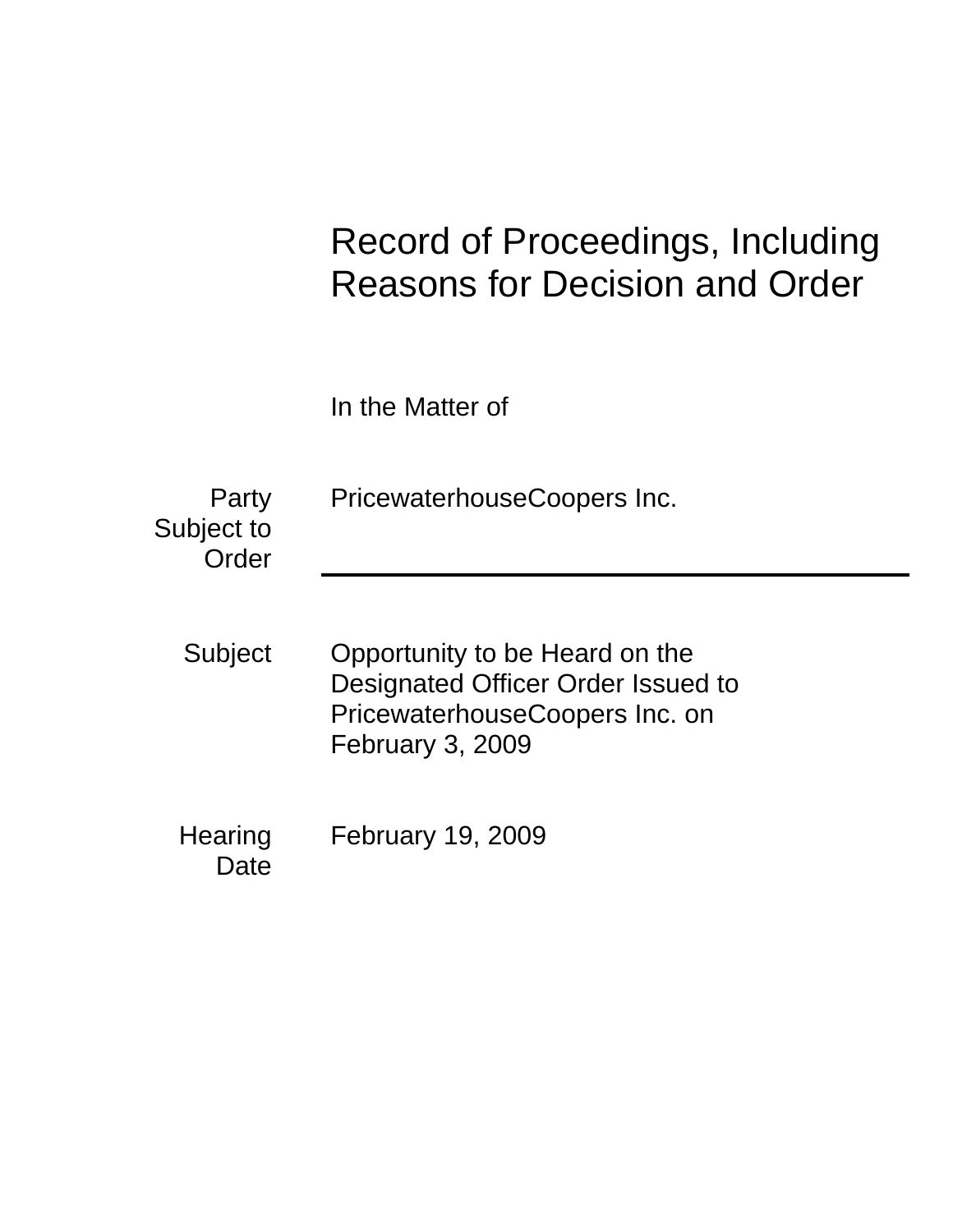# Record of Proceedings, Including Reasons for Decision and Order

In the Matter of

**Party Subject to Order**

PricewaterhouseCoopers Inc.

---

**Subject**

Opportunity to be Heard on the Designated Officer Order Issued to PricewaterhouseCoopers Inc. on February 3, 2009

**Hearing Date**

February 19, 2009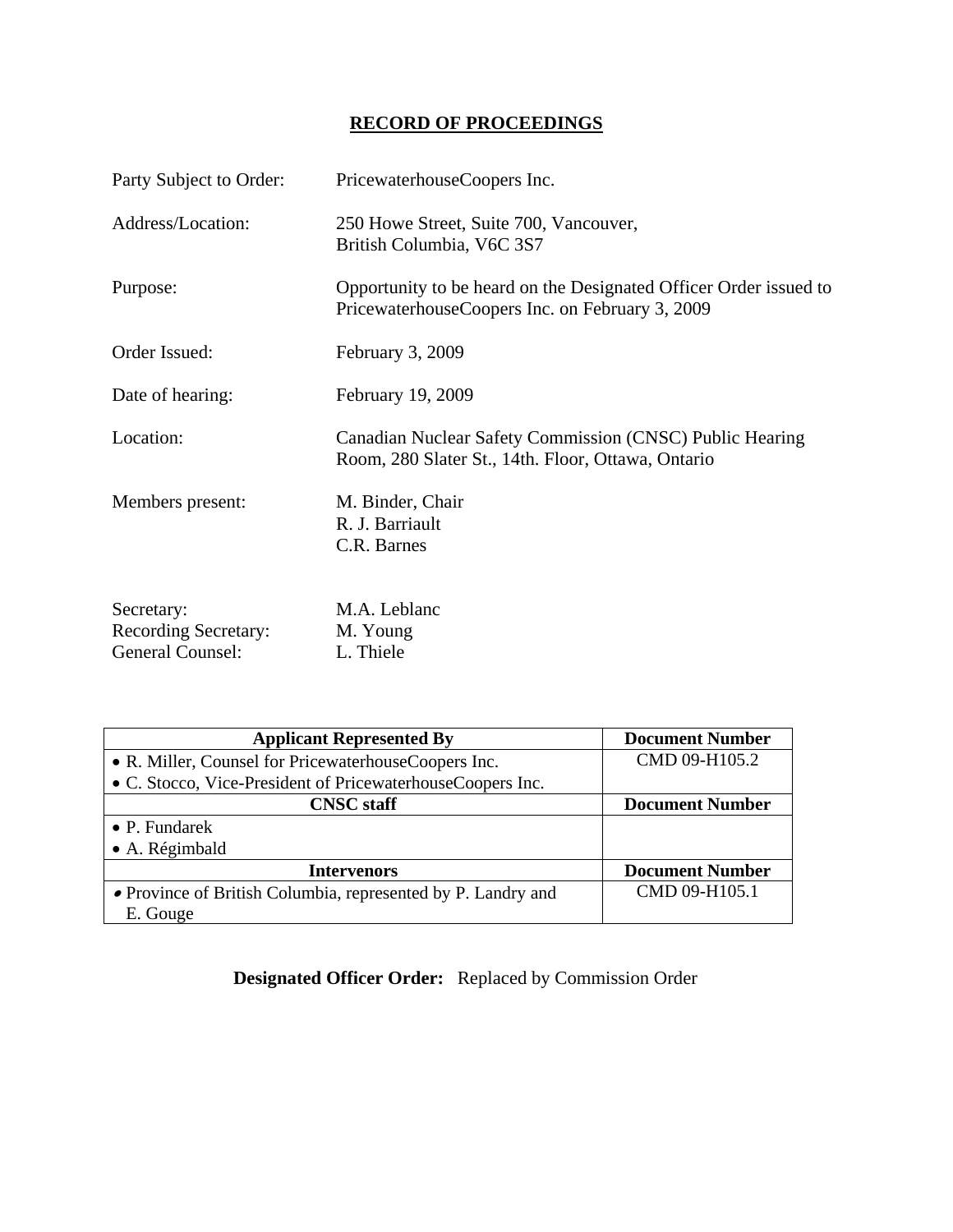# RECORD OF PROCEEDINGS

Party Subject to Order: PricewaterhouseCoopers Inc.

Address/Location: 250 Howe Street, Suite 700, Vancouver, British Columbia, V6C 3S7

Purpose: Opportunity to be heard on the Designated Officer Order issued to PricewaterhouseCoopers Inc. on February 3, 2009

Order Issued: February 3, 2009

Date of hearing: February 19, 2009

Location: Canadian Nuclear Safety Commission (CNSC) Public Hearing Room, 280 Slater St., 14th. Floor, Ottawa, Ontario

Members present: M. Binder, Chair
R. J. Barriault
C.R. Barnes

Secretary: M.A. Leblanc
Recording Secretary: M. Young
General Counsel: L. Thiele

| Applicant Represented By | Document Number |
|---|---|
| • R. Miller, Counsel for PricewaterhouseCoopers Inc.<br>• C. Stocco, Vice-President of PricewaterhouseCoopers Inc. | CMD 09-H105.2 |
| **CNSC staff** | **Document Number** |
| • P. Fundarek<br>• A. Régimbald | |
| **Intervenors** | **Document Number** |
| • Province of British Columbia, represented by P. Landry and E. Gouge | CMD 09-H105.1 |

**Designated Officer Order:** Replaced by Commission Order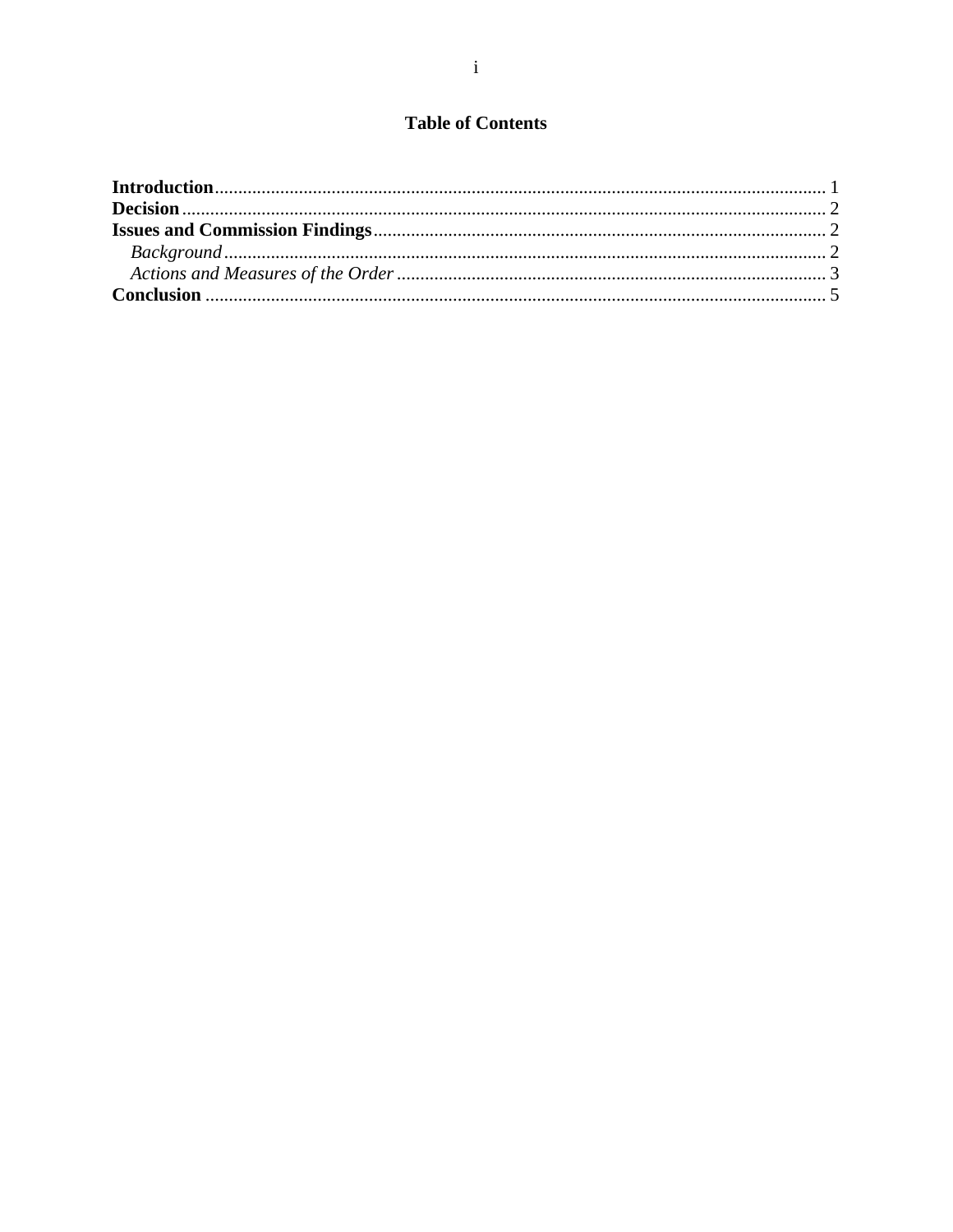# Table of Contents

**Introduction** .................................................................................................................. 1
**Decision** ......................................................................................................................... 2
**Issues and Commission Findings** ................................................................................. 2
  *Background* ................................................................................................................ 2
  *Actions and Measures of the Order* ............................................................................ 3
**Conclusion** .................................................................................................................... 5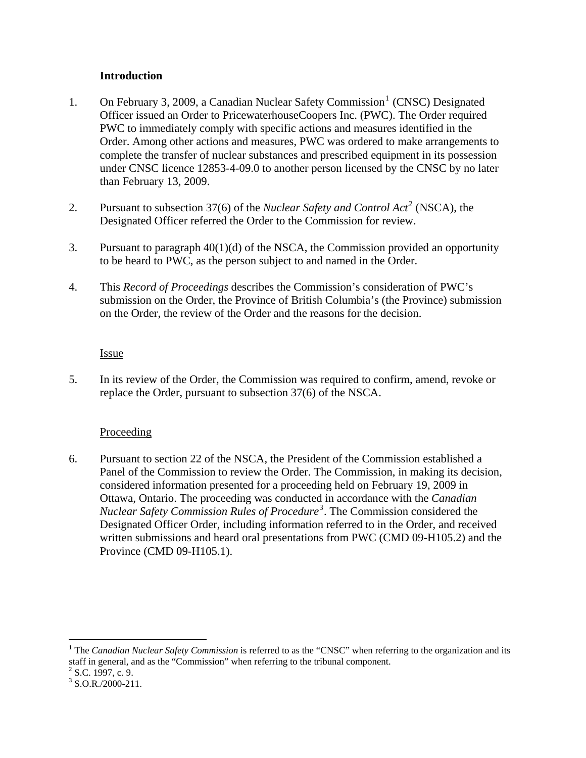### Introduction

1. On February 3, 2009, a Canadian Nuclear Safety Commission[1] (CNSC) Designated Officer issued an Order to PricewaterhouseCoopers Inc. (PWC). The Order required PWC to immediately comply with specific actions and measures identified in the Order. Among other actions and measures, PWC was ordered to make arrangements to complete the transfer of nuclear substances and prescribed equipment in its possession under CNSC licence 12853-4-09.0 to another person licensed by the CNSC by no later than February 13, 2009.

2. Pursuant to subsection 37(6) of the *Nuclear Safety and Control Act*[2] (NSCA), the Designated Officer referred the Order to the Commission for review.

3. Pursuant to paragraph 40(1)(d) of the NSCA, the Commission provided an opportunity to be heard to PWC, as the person subject to and named in the Order.

4. This *Record of Proceedings* describes the Commission's consideration of PWC's submission on the Order, the Province of British Columbia's (the Province) submission on the Order, the review of the Order and the reasons for the decision.

#### Issue

5. In its review of the Order, the Commission was required to confirm, amend, revoke or replace the Order, pursuant to subsection 37(6) of the NSCA.

#### Proceeding

6. Pursuant to section 22 of the NSCA, the President of the Commission established a Panel of the Commission to review the Order. The Commission, in making its decision, considered information presented for a proceeding held on February 19, 2009 in Ottawa, Ontario. The proceeding was conducted in accordance with the *Canadian Nuclear Safety Commission Rules of Procedure*[3]. The Commission considered the Designated Officer Order, including information referred to in the Order, and received written submissions and heard oral presentations from PWC (CMD 09-H105.2) and the Province (CMD 09-H105.1).

---

[1] The *Canadian Nuclear Safety Commission* is referred to as the "CNSC" when referring to the organization and its staff in general, and as the "Commission" when referring to the tribunal component.

[2] S.C. 1997, c. 9.

[3] S.O.R./2000-211.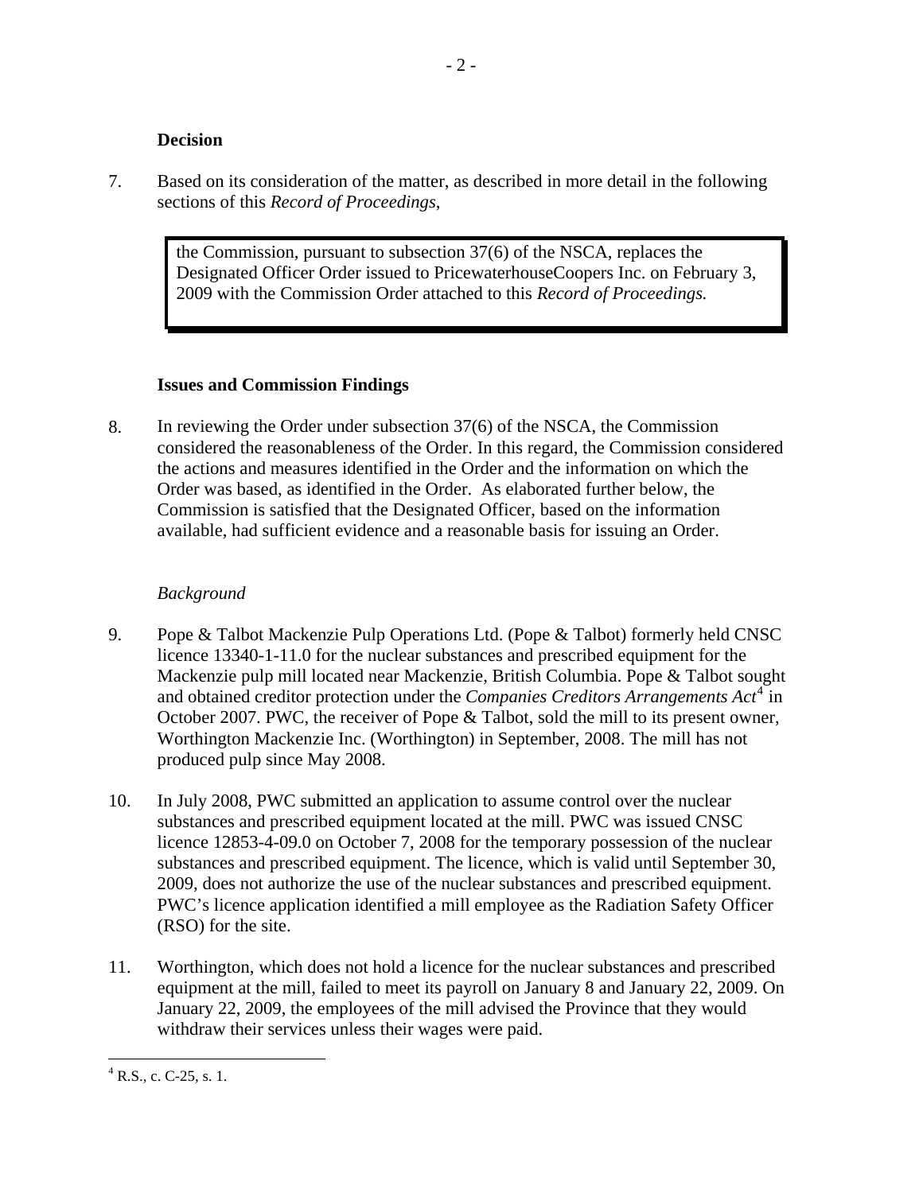## Decision

7. Based on its consideration of the matter, as described in more detail in the following sections of this *Record of Proceedings*,

> the Commission, pursuant to subsection 37(6) of the NSCA, replaces the Designated Officer Order issued to PricewaterhouseCoopers Inc. on February 3, 2009 with the Commission Order attached to this *Record of Proceedings.*

## Issues and Commission Findings

8. In reviewing the Order under subsection 37(6) of the NSCA, the Commission considered the reasonableness of the Order. In this regard, the Commission considered the actions and measures identified in the Order and the information on which the Order was based, as identified in the Order. As elaborated further below, the Commission is satisfied that the Designated Officer, based on the information available, had sufficient evidence and a reasonable basis for issuing an Order.

### *Background*

9. Pope & Talbot Mackenzie Pulp Operations Ltd. (Pope & Talbot) formerly held CNSC licence 13340-1-11.0 for the nuclear substances and prescribed equipment for the Mackenzie pulp mill located near Mackenzie, British Columbia. Pope & Talbot sought and obtained creditor protection under the *Companies Creditors Arrangements Act*[4] in October 2007. PWC, the receiver of Pope & Talbot, sold the mill to its present owner, Worthington Mackenzie Inc. (Worthington) in September, 2008. The mill has not produced pulp since May 2008.

10. In July 2008, PWC submitted an application to assume control over the nuclear substances and prescribed equipment located at the mill. PWC was issued CNSC licence 12853-4-09.0 on October 7, 2008 for the temporary possession of the nuclear substances and prescribed equipment. The licence, which is valid until September 30, 2009, does not authorize the use of the nuclear substances and prescribed equipment. PWC's licence application identified a mill employee as the Radiation Safety Officer (RSO) for the site.

11. Worthington, which does not hold a licence for the nuclear substances and prescribed equipment at the mill, failed to meet its payroll on January 8 and January 22, 2009. On January 22, 2009, the employees of the mill advised the Province that they would withdraw their services unless their wages were paid.

---

[4] R.S., c. C-25, s. 1.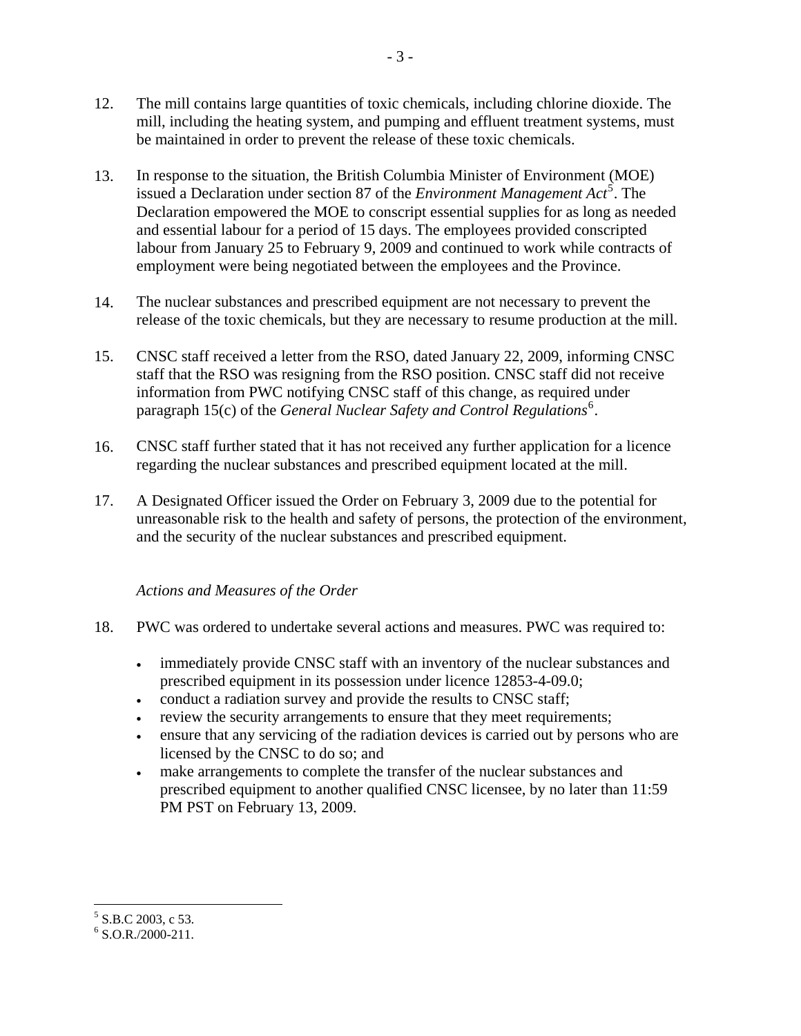12. The mill contains large quantities of toxic chemicals, including chlorine dioxide. The mill, including the heating system, and pumping and effluent treatment systems, must be maintained in order to prevent the release of these toxic chemicals.

13. In response to the situation, the British Columbia Minister of Environment (MOE) issued a Declaration under section 87 of the *Environment Management Act*[5]. The Declaration empowered the MOE to conscript essential supplies for as long as needed and essential labour for a period of 15 days. The employees provided conscripted labour from January 25 to February 9, 2009 and continued to work while contracts of employment were being negotiated between the employees and the Province.

14. The nuclear substances and prescribed equipment are not necessary to prevent the release of the toxic chemicals, but they are necessary to resume production at the mill.

15. CNSC staff received a letter from the RSO, dated January 22, 2009, informing CNSC staff that the RSO was resigning from the RSO position. CNSC staff did not receive information from PWC notifying CNSC staff of this change, as required under paragraph 15(c) of the *General Nuclear Safety and Control Regulations*[6].

16. CNSC staff further stated that it has not received any further application for a licence regarding the nuclear substances and prescribed equipment located at the mill.

17. A Designated Officer issued the Order on February 3, 2009 due to the potential for unreasonable risk to the health and safety of persons, the protection of the environment, and the security of the nuclear substances and prescribed equipment.

*Actions and Measures of the Order*

18. PWC was ordered to undertake several actions and measures. PWC was required to:

- immediately provide CNSC staff with an inventory of the nuclear substances and prescribed equipment in its possession under licence 12853-4-09.0;
- conduct a radiation survey and provide the results to CNSC staff;
- review the security arrangements to ensure that they meet requirements;
- ensure that any servicing of the radiation devices is carried out by persons who are licensed by the CNSC to do so; and
- make arrangements to complete the transfer of the nuclear substances and prescribed equipment to another qualified CNSC licensee, by no later than 11:59 PM PST on February 13, 2009.

---

[5] S.B.C 2003, c 53.

[6] S.O.R./2000-211.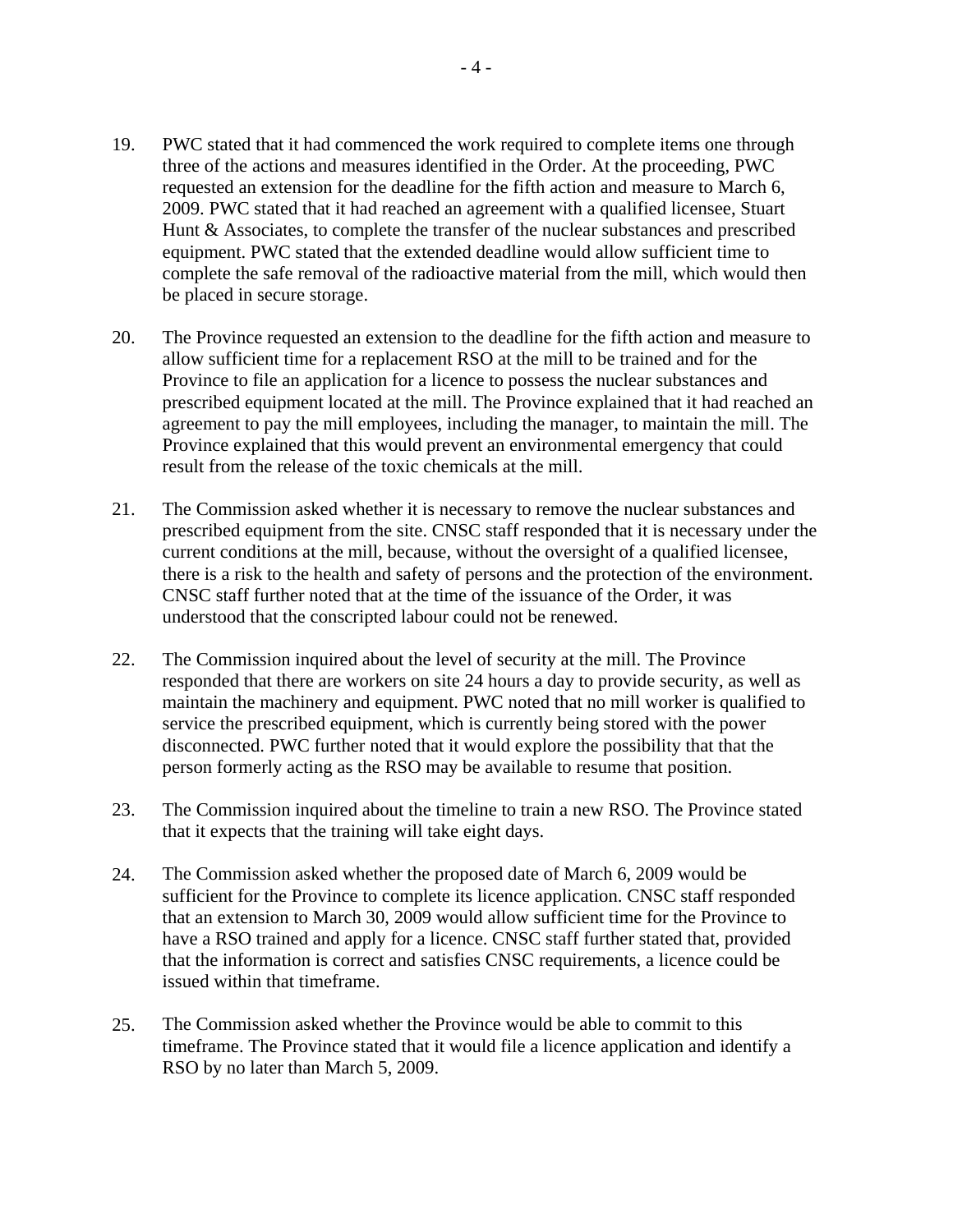19. PWC stated that it had commenced the work required to complete items one through three of the actions and measures identified in the Order. At the proceeding, PWC requested an extension for the deadline for the fifth action and measure to March 6, 2009. PWC stated that it had reached an agreement with a qualified licensee, Stuart Hunt & Associates, to complete the transfer of the nuclear substances and prescribed equipment. PWC stated that the extended deadline would allow sufficient time to complete the safe removal of the radioactive material from the mill, which would then be placed in secure storage.

20. The Province requested an extension to the deadline for the fifth action and measure to allow sufficient time for a replacement RSO at the mill to be trained and for the Province to file an application for a licence to possess the nuclear substances and prescribed equipment located at the mill. The Province explained that it had reached an agreement to pay the mill employees, including the manager, to maintain the mill. The Province explained that this would prevent an environmental emergency that could result from the release of the toxic chemicals at the mill.

21. The Commission asked whether it is necessary to remove the nuclear substances and prescribed equipment from the site. CNSC staff responded that it is necessary under the current conditions at the mill, because, without the oversight of a qualified licensee, there is a risk to the health and safety of persons and the protection of the environment. CNSC staff further noted that at the time of the issuance of the Order, it was understood that the conscripted labour could not be renewed.

22. The Commission inquired about the level of security at the mill. The Province responded that there are workers on site 24 hours a day to provide security, as well as maintain the machinery and equipment. PWC noted that no mill worker is qualified to service the prescribed equipment, which is currently being stored with the power disconnected. PWC further noted that it would explore the possibility that that the person formerly acting as the RSO may be available to resume that position.

23. The Commission inquired about the timeline to train a new RSO. The Province stated that it expects that the training will take eight days.

24. The Commission asked whether the proposed date of March 6, 2009 would be sufficient for the Province to complete its licence application. CNSC staff responded that an extension to March 30, 2009 would allow sufficient time for the Province to have a RSO trained and apply for a licence. CNSC staff further stated that, provided that the information is correct and satisfies CNSC requirements, a licence could be issued within that timeframe.

25. The Commission asked whether the Province would be able to commit to this timeframe. The Province stated that it would file a licence application and identify a RSO by no later than March 5, 2009.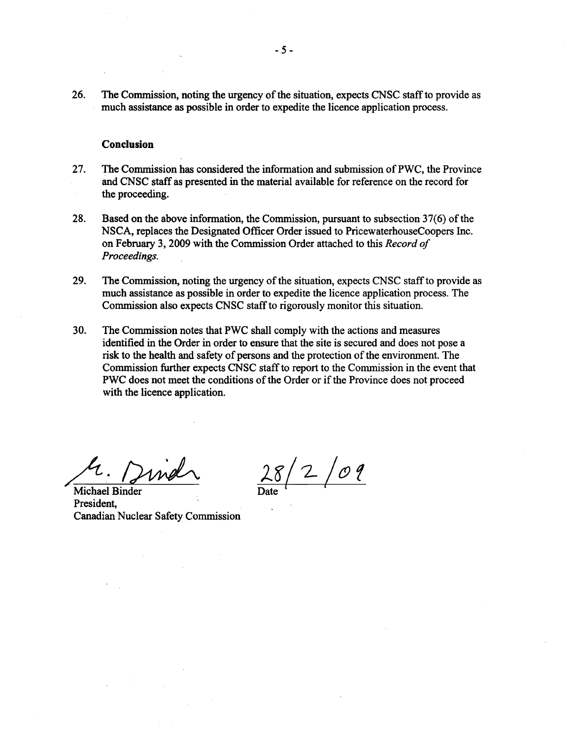26. The Commission, noting the urgency of the situation, expects CNSC staff to provide as much assistance as possible in order to expedite the licence application process.

### Conclusion

27. The Commission has considered the information and submission of PWC, the Province and CNSC staff as presented in the material available for reference on the record for the proceeding.

28. Based on the above information, the Commission, pursuant to subsection 37(6) of the NSCA, replaces the Designated Officer Order issued to PricewaterhouseCoopers Inc. on February 3, 2009 with the Commission Order attached to this *Record of Proceedings.*

29. The Commission, noting the urgency of the situation, expects CNSC staff to provide as much assistance as possible in order to expedite the licence application process. The Commission also expects CNSC staff to rigorously monitor this situation.

30. The Commission notes that PWC shall comply with the actions and measures identified in the Order in order to ensure that the site is secured and does not pose a risk to the health and safety of persons and the protection of the environment. The Commission further expects CNSC staff to report to the Commission in the event that PWC does not meet the conditions of the Order or if the Province does not proceed with the licence application.

M. Binder

Michael Binder
President,
Canadian Nuclear Safety Commission

28/2/09
Date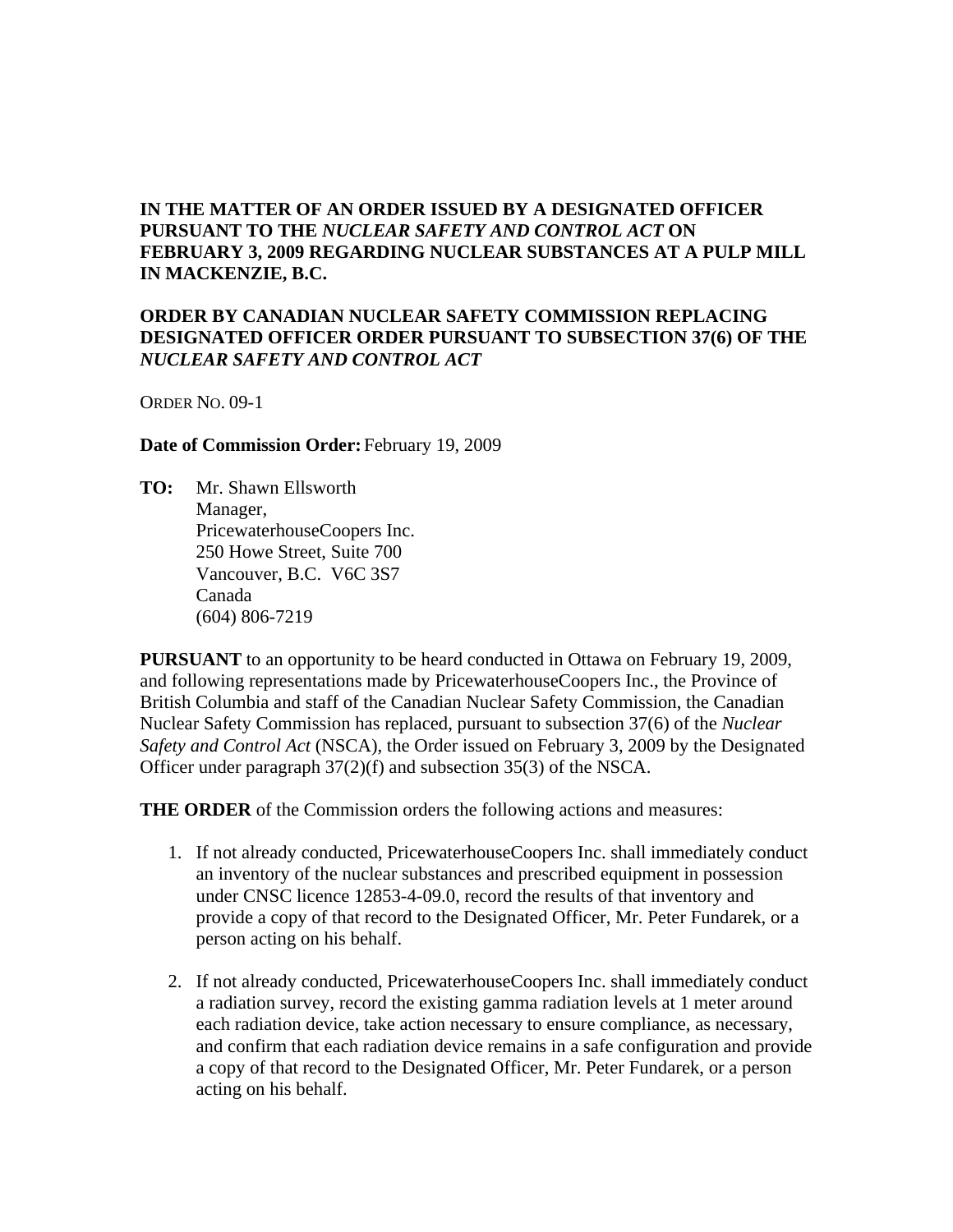**IN THE MATTER OF AN ORDER ISSUED BY A DESIGNATED OFFICER PURSUANT TO THE *NUCLEAR SAFETY AND CONTROL ACT* ON FEBRUARY 3, 2009 REGARDING NUCLEAR SUBSTANCES AT A PULP MILL IN MACKENZIE, B.C.**

**ORDER BY CANADIAN NUCLEAR SAFETY COMMISSION REPLACING DESIGNATED OFFICER ORDER PURSUANT TO SUBSECTION 37(6) OF THE *NUCLEAR SAFETY AND CONTROL ACT***

ORDER NO. 09-1

**Date of Commission Order:** February 19, 2009

**TO:** Mr. Shawn Ellsworth
Manager,
PricewaterhouseCoopers Inc.
250 Howe Street, Suite 700
Vancouver, B.C. V6C 3S7
Canada
(604) 806-7219

**PURSUANT** to an opportunity to be heard conducted in Ottawa on February 19, 2009, and following representations made by PricewaterhouseCoopers Inc., the Province of British Columbia and staff of the Canadian Nuclear Safety Commission, the Canadian Nuclear Safety Commission has replaced, pursuant to subsection 37(6) of the *Nuclear Safety and Control Act* (NSCA), the Order issued on February 3, 2009 by the Designated Officer under paragraph 37(2)(f) and subsection 35(3) of the NSCA.

**THE ORDER** of the Commission orders the following actions and measures:

1. If not already conducted, PricewaterhouseCoopers Inc. shall immediately conduct an inventory of the nuclear substances and prescribed equipment in possession under CNSC licence 12853-4-09.0, record the results of that inventory and provide a copy of that record to the Designated Officer, Mr. Peter Fundarek, or a person acting on his behalf.

2. If not already conducted, PricewaterhouseCoopers Inc. shall immediately conduct a radiation survey, record the existing gamma radiation levels at 1 meter around each radiation device, take action necessary to ensure compliance, as necessary, and confirm that each radiation device remains in a safe configuration and provide a copy of that record to the Designated Officer, Mr. Peter Fundarek, or a person acting on his behalf.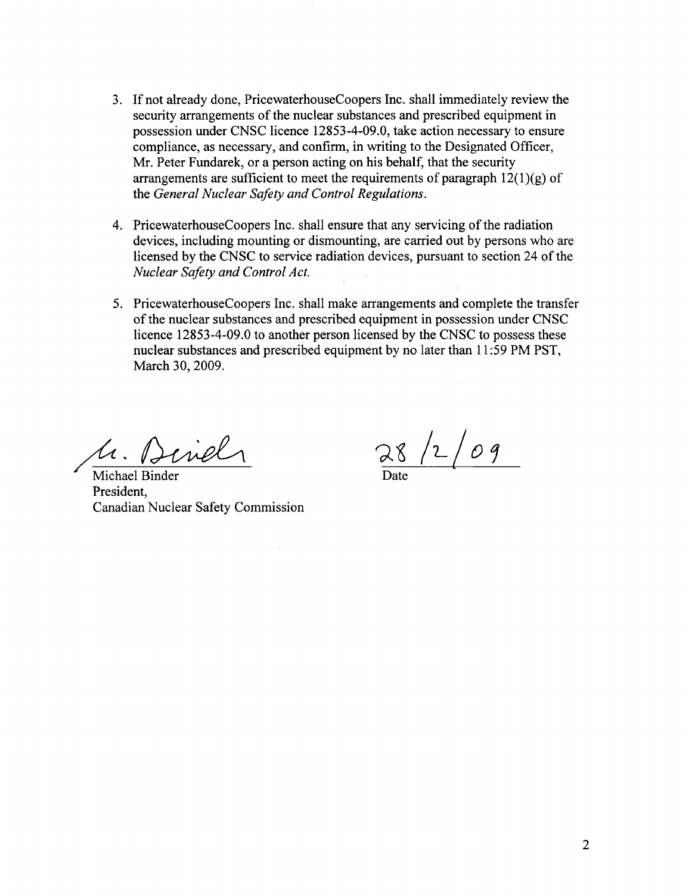3. If not already done, PricewaterhouseCoopers Inc. shall immediately review the security arrangements of the nuclear substances and prescribed equipment in possession under CNSC licence 12853-4-09.0, take action necessary to ensure compliance, as necessary, and confirm, in writing to the Designated Officer, Mr. Peter Fundarek, or a person acting on his behalf, that the security arrangements are sufficient to meet the requirements of paragraph 12(1)(g) of the *General Nuclear Safety and Control Regulations*.

4. PricewaterhouseCoopers Inc. shall ensure that any servicing of the radiation devices, including mounting or dismounting, are carried out by persons who are licensed by the CNSC to service radiation devices, pursuant to section 24 of the *Nuclear Safety and Control Act*.

5. PricewaterhouseCoopers Inc. shall make arrangements and complete the transfer of the nuclear substances and prescribed equipment in possession under CNSC licence 12853-4-09.0 to another person licensed by the CNSC to possess these nuclear substances and prescribed equipment by no later than 11:59 PM PST, March 30, 2009.

M. Binder

Michael Binder
President,
Canadian Nuclear Safety Commission

28/2/09
Date